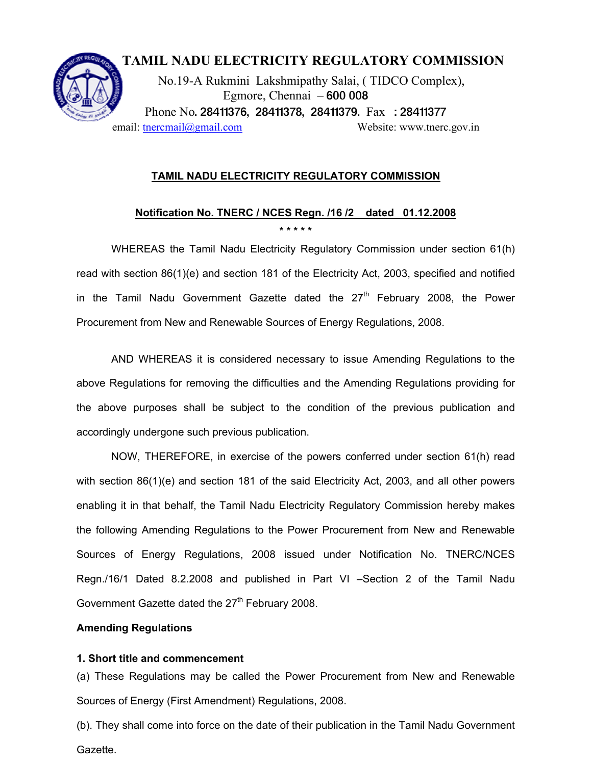# TAMIL NADU ELECTRICITY REGULATORY COMMISSION

No.19-A Rukmini Lakshmipathy Salai, ( TIDCO Complex),
Egmore, Chennai – 600 008
Phone No. 28411376, 28411378, 28411379. Fax : 28411377
email: tnercmail@gmail.com Website: www.tnerc.gov.in

## TAMIL NADU ELECTRICITY REGULATORY COMMISSION

### Notification No. TNERC / NCES Regn. /16 /2 dated 01.12.2008

\* \* \* \* \*

WHEREAS the Tamil Nadu Electricity Regulatory Commission under section 61(h) read with section 86(1)(e) and section 181 of the Electricity Act, 2003, specified and notified in the Tamil Nadu Government Gazette dated the 27th February 2008, the Power Procurement from New and Renewable Sources of Energy Regulations, 2008.

AND WHEREAS it is considered necessary to issue Amending Regulations to the above Regulations for removing the difficulties and the Amending Regulations providing for the above purposes shall be subject to the condition of the previous publication and accordingly undergone such previous publication.

NOW, THEREFORE, in exercise of the powers conferred under section 61(h) read with section 86(1)(e) and section 181 of the said Electricity Act, 2003, and all other powers enabling it in that behalf, the Tamil Nadu Electricity Regulatory Commission hereby makes the following Amending Regulations to the Power Procurement from New and Renewable Sources of Energy Regulations, 2008 issued under Notification No. TNERC/NCES Regn./16/1 Dated 8.2.2008 and published in Part VI –Section 2 of the Tamil Nadu Government Gazette dated the 27th February 2008.

**Amending Regulations**

**1. Short title and commencement**

(a) These Regulations may be called the Power Procurement from New and Renewable Sources of Energy (First Amendment) Regulations, 2008.

(b). They shall come into force on the date of their publication in the Tamil Nadu Government Gazette.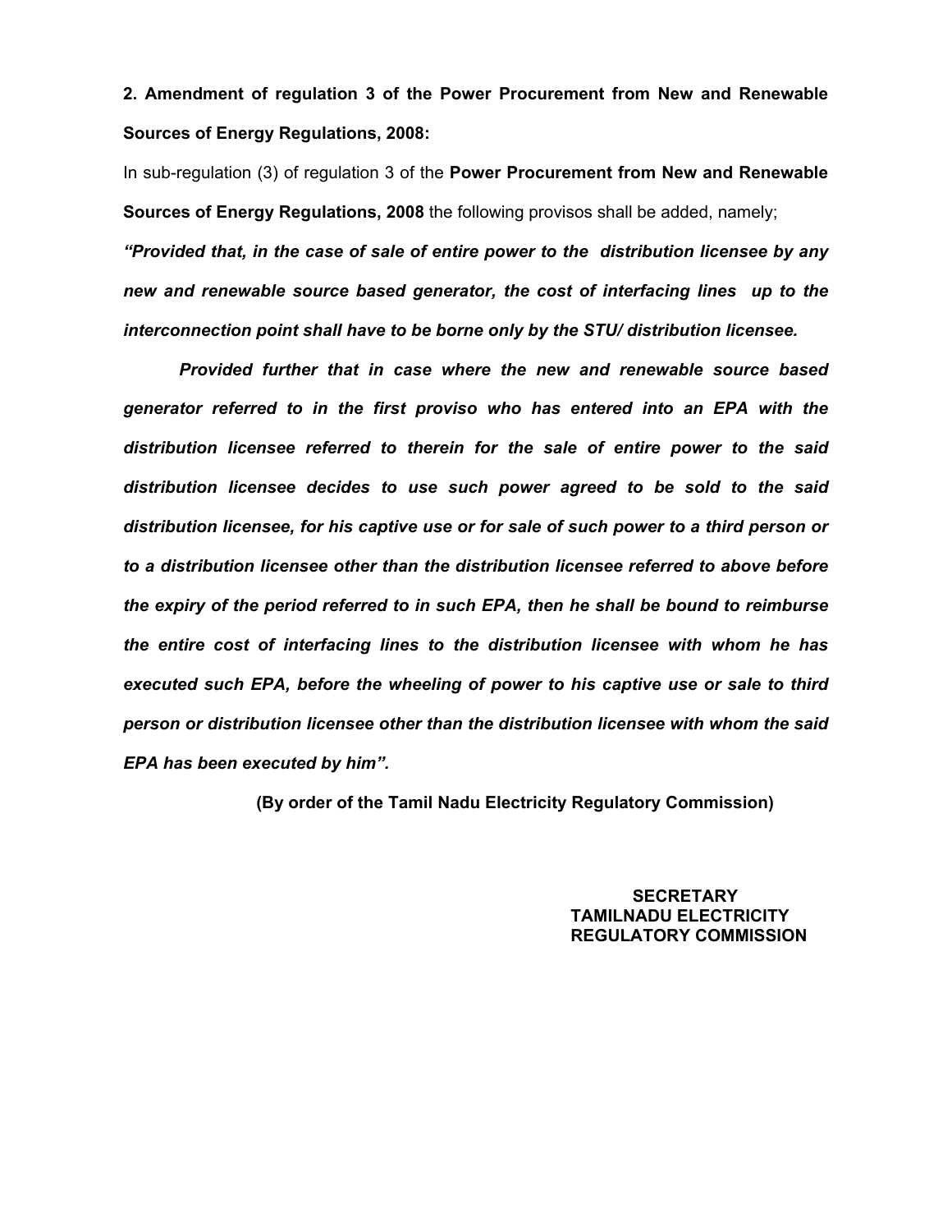**2. Amendment of regulation 3 of the Power Procurement from New and Renewable Sources of Energy Regulations, 2008:**

In sub-regulation (3) of regulation 3 of the **Power Procurement from New and Renewable Sources of Energy Regulations, 2008** the following provisos shall be added, namely;

***"Provided that, in the case of sale of entire power to the distribution licensee by any new and renewable source based generator, the cost of interfacing lines up to the interconnection point shall have to be borne only by the STU/ distribution licensee.***

***Provided further that in case where the new and renewable source based generator referred to in the first proviso who has entered into an EPA with the distribution licensee referred to therein for the sale of entire power to the said distribution licensee decides to use such power agreed to be sold to the said distribution licensee, for his captive use or for sale of such power to a third person or to a distribution licensee other than the distribution licensee referred to above before the expiry of the period referred to in such EPA, then he shall be bound to reimburse the entire cost of interfacing lines to the distribution licensee with whom he has executed such EPA, before the wheeling of power to his captive use or sale to third person or distribution licensee other than the distribution licensee with whom the said EPA has been executed by him".***

**(By order of the Tamil Nadu Electricity Regulatory Commission)**

**SECRETARY**
**TAMILNADU ELECTRICITY**
**REGULATORY COMMISSION**